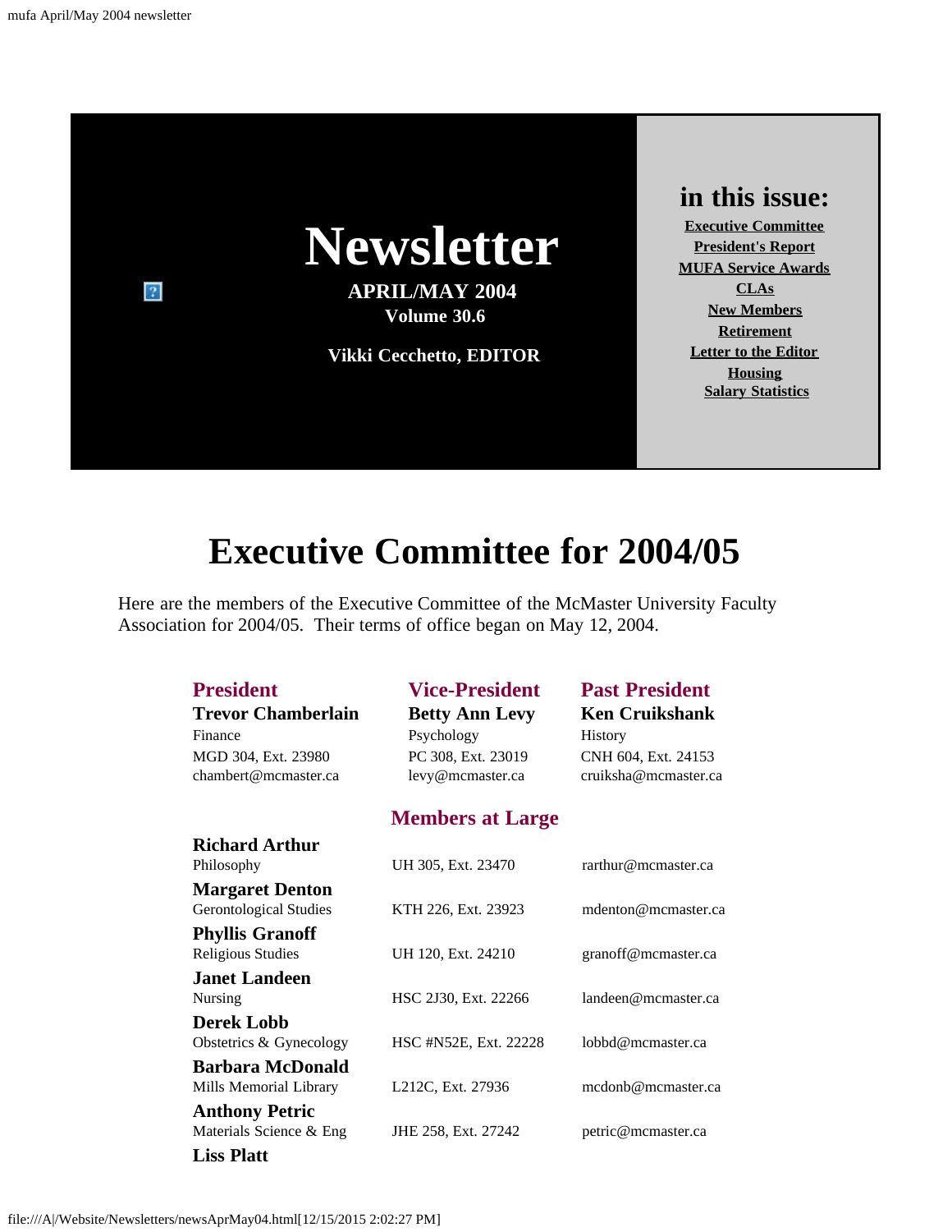# Newsletter

**APRIL/MAY 2004**
**Volume 30.6**

**Vikki Cecchetto, EDITOR**

## in this issue:

- Executive Committee
- President's Report
- MUFA Service Awards
- CLAs
- New Members
- Retirement
- Letter to the Editor
- Housing
- Salary Statistics

# Executive Committee for 2004/05

Here are the members of the Executive Committee of the McMaster University Faculty Association for 2004/05. Their terms of office began on May 12, 2004.

| President | Vice-President | Past President |
| --- | --- | --- |
| **Trevor Chamberlain** | **Betty Ann Levy** | **Ken Cruikshank** |
| Finance | Psychology | History |
| MGD 304, Ext. 23980 | PC 308, Ext. 23019 | CNH 604, Ext. 24153 |
| chambert@mcmaster.ca | levy@mcmaster.ca | cruiksha@mcmaster.ca |

### Members at Large

| Name / Department | Office | Email |
| --- | --- | --- |
| **Richard Arthur**, Philosophy | UH 305, Ext. 23470 | rarthur@mcmaster.ca |
| **Margaret Denton**, Gerontological Studies | KTH 226, Ext. 23923 | mdenton@mcmaster.ca |
| **Phyllis Granoff**, Religious Studies | UH 120, Ext. 24210 | granoff@mcmaster.ca |
| **Janet Landeen**, Nursing | HSC 2J30, Ext. 22266 | landeen@mcmaster.ca |
| **Derek Lobb**, Obstetrics & Gynecology | HSC #N52E, Ext. 22228 | lobbd@mcmaster.ca |
| **Barbara McDonald**, Mills Memorial Library | L212C, Ext. 27936 | mcdonb@mcmaster.ca |
| **Anthony Petric**, Materials Science & Eng | JHE 258, Ext. 27242 | petric@mcmaster.ca |
| **Liss Platt** | | |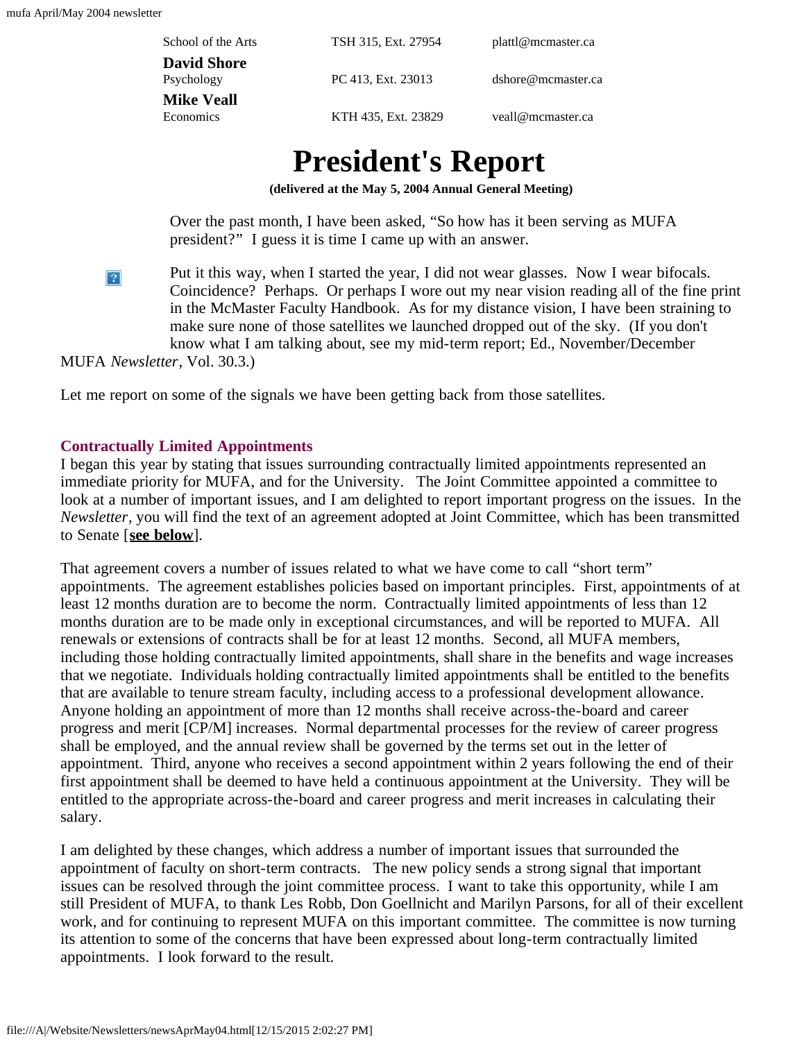| | | |
|---|---|---|
| School of the Arts | TSH 315, Ext. 27954 | plattl@mcmaster.ca |
| **David Shore** Psychology | PC 413, Ext. 23013 | dshore@mcmaster.ca |
| **Mike Veall** Economics | KTH 435, Ext. 23829 | veall@mcmaster.ca |

# President's Report

**(delivered at the May 5, 2004 Annual General Meeting)**

Over the past month, I have been asked, "So how has it been serving as MUFA president?" I guess it is time I came up with an answer.

Put it this way, when I started the year, I did not wear glasses. Now I wear bifocals. Coincidence? Perhaps. Or perhaps I wore out my near vision reading all of the fine print in the McMaster Faculty Handbook. As for my distance vision, I have been straining to make sure none of those satellites we launched dropped out of the sky. (If you don't know what I am talking about, see my mid-term report; Ed., November/December MUFA *Newsletter*, Vol. 30.3.)

Let me report on some of the signals we have been getting back from those satellites.

### Contractually Limited Appointments

I began this year by stating that issues surrounding contractually limited appointments represented an immediate priority for MUFA, and for the University. The Joint Committee appointed a committee to look at a number of important issues, and I am delighted to report important progress on the issues. In the *Newsletter*, you will find the text of an agreement adopted at Joint Committee, which has been transmitted to Senate [**see below**].

That agreement covers a number of issues related to what we have come to call "short term" appointments. The agreement establishes policies based on important principles. First, appointments of at least 12 months duration are to become the norm. Contractually limited appointments of less than 12 months duration are to be made only in exceptional circumstances, and will be reported to MUFA. All renewals or extensions of contracts shall be for at least 12 months. Second, all MUFA members, including those holding contractually limited appointments, shall share in the benefits and wage increases that we negotiate. Individuals holding contractually limited appointments shall be entitled to the benefits that are available to tenure stream faculty, including access to a professional development allowance. Anyone holding an appointment of more than 12 months shall receive across-the-board and career progress and merit [CP/M] increases. Normal departmental processes for the review of career progress shall be employed, and the annual review shall be governed by the terms set out in the letter of appointment. Third, anyone who receives a second appointment within 2 years following the end of their first appointment shall be deemed to have held a continuous appointment at the University. They will be entitled to the appropriate across-the-board and career progress and merit increases in calculating their salary.

I am delighted by these changes, which address a number of important issues that surrounded the appointment of faculty on short-term contracts. The new policy sends a strong signal that important issues can be resolved through the joint committee process. I want to take this opportunity, while I am still President of MUFA, to thank Les Robb, Don Goellnicht and Marilyn Parsons, for all of their excellent work, and for continuing to represent MUFA on this important committee. The committee is now turning its attention to some of the concerns that have been expressed about long-term contractually limited appointments. I look forward to the result.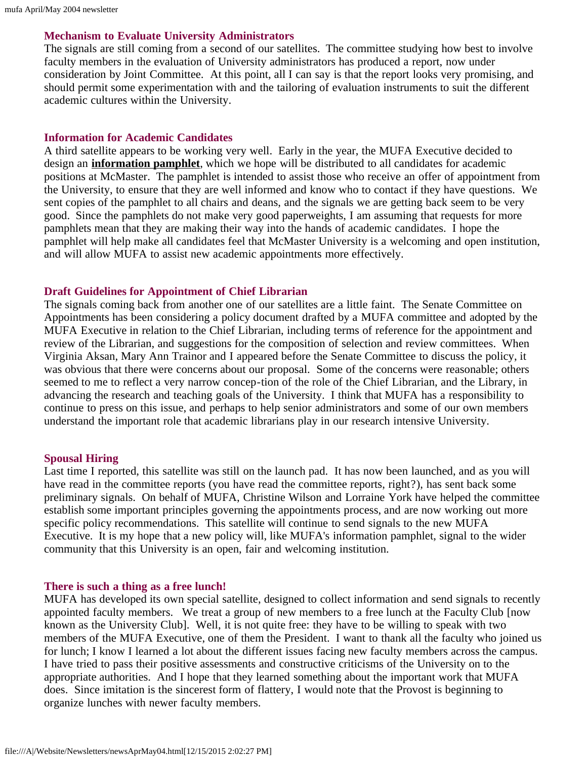### Mechanism to Evaluate University Administrators

The signals are still coming from a second of our satellites. The committee studying how best to involve faculty members in the evaluation of University administrators has produced a report, now under consideration by Joint Committee. At this point, all I can say is that the report looks very promising, and should permit some experimentation with and the tailoring of evaluation instruments to suit the different academic cultures within the University.

### Information for Academic Candidates

A third satellite appears to be working very well. Early in the year, the MUFA Executive decided to design an **information pamphlet**, which we hope will be distributed to all candidates for academic positions at McMaster. The pamphlet is intended to assist those who receive an offer of appointment from the University, to ensure that they are well informed and know who to contact if they have questions. We sent copies of the pamphlet to all chairs and deans, and the signals we are getting back seem to be very good. Since the pamphlets do not make very good paperweights, I am assuming that requests for more pamphlets mean that they are making their way into the hands of academic candidates. I hope the pamphlet will help make all candidates feel that McMaster University is a welcoming and open institution, and will allow MUFA to assist new academic appointments more effectively.

### Draft Guidelines for Appointment of Chief Librarian

The signals coming back from another one of our satellites are a little faint. The Senate Committee on Appointments has been considering a policy document drafted by a MUFA committee and adopted by the MUFA Executive in relation to the Chief Librarian, including terms of reference for the appointment and review of the Librarian, and suggestions for the composition of selection and review committees. When Virginia Aksan, Mary Ann Trainor and I appeared before the Senate Committee to discuss the policy, it was obvious that there were concerns about our proposal. Some of the concerns were reasonable; others seemed to me to reflect a very narrow concep-tion of the role of the Chief Librarian, and the Library, in advancing the research and teaching goals of the University. I think that MUFA has a responsibility to continue to press on this issue, and perhaps to help senior administrators and some of our own members understand the important role that academic librarians play in our research intensive University.

### Spousal Hiring

Last time I reported, this satellite was still on the launch pad. It has now been launched, and as you will have read in the committee reports (you have read the committee reports, right?), has sent back some preliminary signals. On behalf of MUFA, Christine Wilson and Lorraine York have helped the committee establish some important principles governing the appointments process, and are now working out more specific policy recommendations. This satellite will continue to send signals to the new MUFA Executive. It is my hope that a new policy will, like MUFA's information pamphlet, signal to the wider community that this University is an open, fair and welcoming institution.

### There is such a thing as a free lunch!

MUFA has developed its own special satellite, designed to collect information and send signals to recently appointed faculty members. We treat a group of new members to a free lunch at the Faculty Club [now known as the University Club]. Well, it is not quite free: they have to be willing to speak with two members of the MUFA Executive, one of them the President. I want to thank all the faculty who joined us for lunch; I know I learned a lot about the different issues facing new faculty members across the campus. I have tried to pass their positive assessments and constructive criticisms of the University on to the appropriate authorities. And I hope that they learned something about the important work that MUFA does. Since imitation is the sincerest form of flattery, I would note that the Provost is beginning to organize lunches with newer faculty members.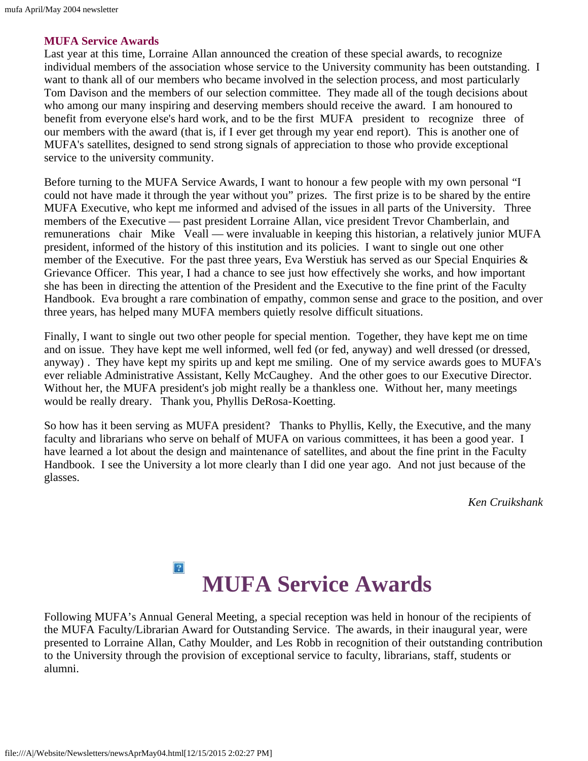### MUFA Service Awards

Last year at this time, Lorraine Allan announced the creation of these special awards, to recognize individual members of the association whose service to the University community has been outstanding. I want to thank all of our members who became involved in the selection process, and most particularly Tom Davison and the members of our selection committee. They made all of the tough decisions about who among our many inspiring and deserving members should receive the award. I am honoured to benefit from everyone else's hard work, and to be the first MUFA president to recognize three of our members with the award (that is, if I ever get through my year end report). This is another one of MUFA's satellites, designed to send strong signals of appreciation to those who provide exceptional service to the university community.

Before turning to the MUFA Service Awards, I want to honour a few people with my own personal "I could not have made it through the year without you" prizes. The first prize is to be shared by the entire MUFA Executive, who kept me informed and advised of the issues in all parts of the University. Three members of the Executive — past president Lorraine Allan, vice president Trevor Chamberlain, and remunerations chair Mike Veall — were invaluable in keeping this historian, a relatively junior MUFA president, informed of the history of this institution and its policies. I want to single out one other member of the Executive. For the past three years, Eva Werstiuk has served as our Special Enquiries & Grievance Officer. This year, I had a chance to see just how effectively she works, and how important she has been in directing the attention of the President and the Executive to the fine print of the Faculty Handbook. Eva brought a rare combination of empathy, common sense and grace to the position, and over three years, has helped many MUFA members quietly resolve difficult situations.

Finally, I want to single out two other people for special mention. Together, they have kept me on time and on issue. They have kept me well informed, well fed (or fed, anyway) and well dressed (or dressed, anyway) . They have kept my spirits up and kept me smiling. One of my service awards goes to MUFA's ever reliable Administrative Assistant, Kelly McCaughey. And the other goes to our Executive Director. Without her, the MUFA president's job might really be a thankless one. Without her, many meetings would be really dreary. Thank you, Phyllis DeRosa-Koetting.

So how has it been serving as MUFA president? Thanks to Phyllis, Kelly, the Executive, and the many faculty and librarians who serve on behalf of MUFA on various committees, it has been a good year. I have learned a lot about the design and maintenance of satellites, and about the fine print in the Faculty Handbook. I see the University a lot more clearly than I did one year ago. And not just because of the glasses.

*Ken Cruikshank*

# MUFA Service Awards

Following MUFA's Annual General Meeting, a special reception was held in honour of the recipients of the MUFA Faculty/Librarian Award for Outstanding Service. The awards, in their inaugural year, were presented to Lorraine Allan, Cathy Moulder, and Les Robb in recognition of their outstanding contribution to the University through the provision of exceptional service to faculty, librarians, staff, students or alumni.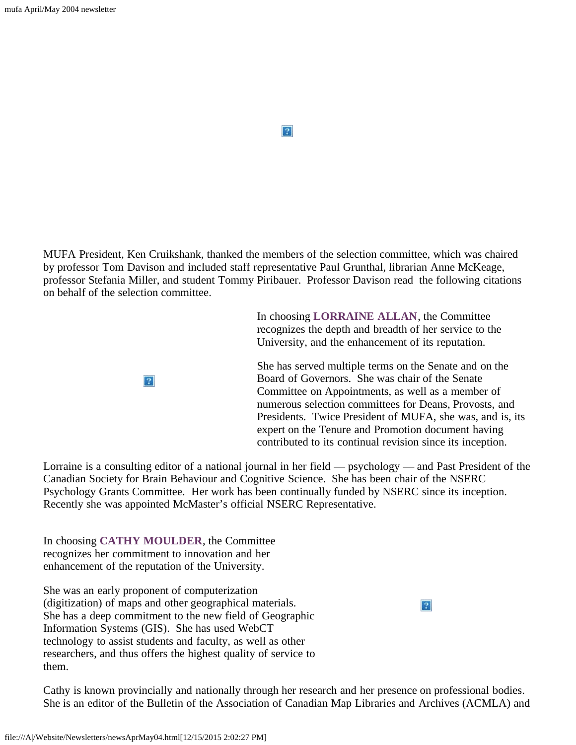MUFA President, Ken Cruikshank, thanked the members of the selection committee, which was chaired by professor Tom Davison and included staff representative Paul Grunthal, librarian Anne McKeage, professor Stefania Miller, and student Tommy Piribauer. Professor Davison read the following citations on behalf of the selection committee.

In choosing **LORRAINE ALLAN**, the Committee recognizes the depth and breadth of her service to the University, and the enhancement of its reputation.

She has served multiple terms on the Senate and on the Board of Governors. She was chair of the Senate Committee on Appointments, as well as a member of numerous selection committees for Deans, Provosts, and Presidents. Twice President of MUFA, she was, and is, its expert on the Tenure and Promotion document having contributed to its continual revision since its inception.

Lorraine is a consulting editor of a national journal in her field — psychology — and Past President of the Canadian Society for Brain Behaviour and Cognitive Science. She has been chair of the NSERC Psychology Grants Committee. Her work has been continually funded by NSERC since its inception. Recently she was appointed McMaster's official NSERC Representative.

In choosing **CATHY MOULDER**, the Committee recognizes her commitment to innovation and her enhancement of the reputation of the University.

She was an early proponent of computerization (digitization) of maps and other geographical materials. She has a deep commitment to the new field of Geographic Information Systems (GIS). She has used WebCT technology to assist students and faculty, as well as other researchers, and thus offers the highest quality of service to them.

Cathy is known provincially and nationally through her research and her presence on professional bodies. She is an editor of the Bulletin of the Association of Canadian Map Libraries and Archives (ACMLA) and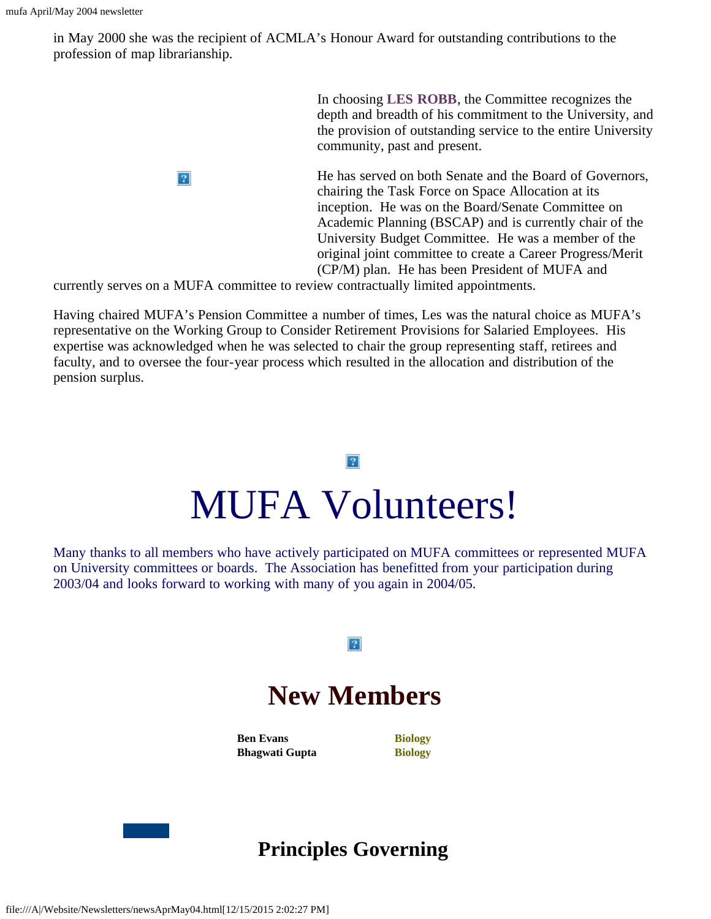in May 2000 she was the recipient of ACMLA's Honour Award for outstanding contributions to the profession of map librarianship.

In choosing **LES ROBB**, the Committee recognizes the depth and breadth of his commitment to the University, and the provision of outstanding service to the entire University community, past and present.

He has served on both Senate and the Board of Governors, chairing the Task Force on Space Allocation at its inception. He was on the Board/Senate Committee on Academic Planning (BSCAP) and is currently chair of the University Budget Committee. He was a member of the original joint committee to create a Career Progress/Merit (CP/M) plan. He has been President of MUFA and currently serves on a MUFA committee to review contractually limited appointments.

Having chaired MUFA's Pension Committee a number of times, Les was the natural choice as MUFA's representative on the Working Group to Consider Retirement Provisions for Salaried Employees. His expertise was acknowledged when he was selected to chair the group representing staff, retirees and faculty, and to oversee the four-year process which resulted in the allocation and distribution of the pension surplus.

# MUFA Volunteers!

Many thanks to all members who have actively participated on MUFA committees or represented MUFA on University committees or boards. The Association has benefitted from your participation during 2003/04 and looks forward to working with many of you again in 2004/05.

## New Members

| | |
|---|---|
| **Ben Evans** | **Biology** |
| **Bhagwati Gupta** | **Biology** |

## Principles Governing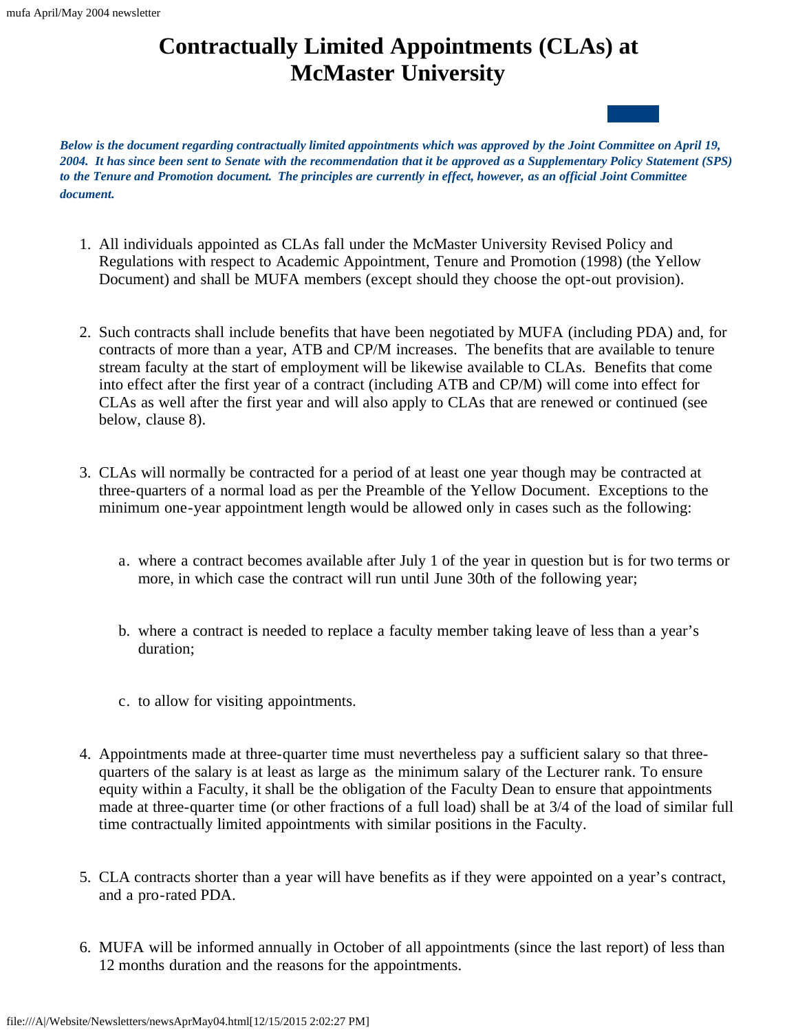# Contractually Limited Appointments (CLAs) at McMaster University

***Below is the document regarding contractually limited appointments which was approved by the Joint Committee on April 19, 2004. It has since been sent to Senate with the recommendation that it be approved as a Supplementary Policy Statement (SPS) to the Tenure and Promotion document. The principles are currently in effect, however, as an official Joint Committee document.***

1. All individuals appointed as CLAs fall under the McMaster University Revised Policy and Regulations with respect to Academic Appointment, Tenure and Promotion (1998) (the Yellow Document) and shall be MUFA members (except should they choose the opt-out provision).

2. Such contracts shall include benefits that have been negotiated by MUFA (including PDA) and, for contracts of more than a year, ATB and CP/M increases. The benefits that are available to tenure stream faculty at the start of employment will be likewise available to CLAs. Benefits that come into effect after the first year of a contract (including ATB and CP/M) will come into effect for CLAs as well after the first year and will also apply to CLAs that are renewed or continued (see below, clause 8).

3. CLAs will normally be contracted for a period of at least one year though may be contracted at three-quarters of a normal load as per the Preamble of the Yellow Document. Exceptions to the minimum one-year appointment length would be allowed only in cases such as the following:

   a. where a contract becomes available after July 1 of the year in question but is for two terms or more, in which case the contract will run until June 30th of the following year;

   b. where a contract is needed to replace a faculty member taking leave of less than a year's duration;

   c. to allow for visiting appointments.

4. Appointments made at three-quarter time must nevertheless pay a sufficient salary so that three-quarters of the salary is at least as large as the minimum salary of the Lecturer rank. To ensure equity within a Faculty, it shall be the obligation of the Faculty Dean to ensure that appointments made at three-quarter time (or other fractions of a full load) shall be at 3/4 of the load of similar full time contractually limited appointments with similar positions in the Faculty.

5. CLA contracts shorter than a year will have benefits as if they were appointed on a year's contract, and a pro-rated PDA.

6. MUFA will be informed annually in October of all appointments (since the last report) of less than 12 months duration and the reasons for the appointments.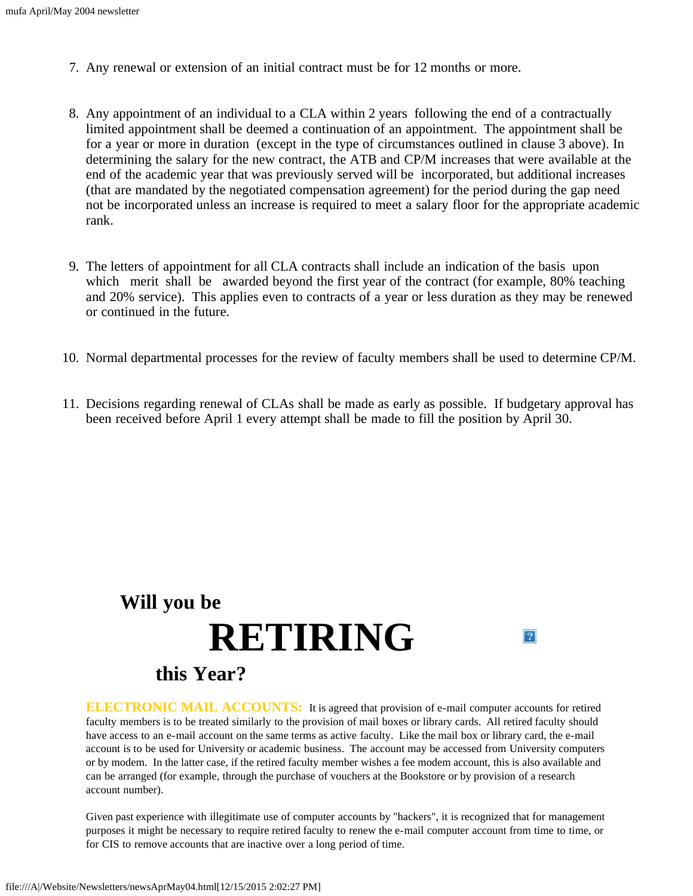7. Any renewal or extension of an initial contract must be for 12 months or more.

8. Any appointment of an individual to a CLA within 2 years following the end of a contractually limited appointment shall be deemed a continuation of an appointment. The appointment shall be for a year or more in duration (except in the type of circumstances outlined in clause 3 above). In determining the salary for the new contract, the ATB and CP/M increases that were available at the end of the academic year that was previously served will be incorporated, but additional increases (that are mandated by the negotiated compensation agreement) for the period during the gap need not be incorporated unless an increase is required to meet a salary floor for the appropriate academic rank.

9. The letters of appointment for all CLA contracts shall include an indication of the basis upon which merit shall be awarded beyond the first year of the contract (for example, 80% teaching and 20% service). This applies even to contracts of a year or less duration as they may be renewed or continued in the future.

10. Normal departmental processes for the review of faculty members shall be used to determine CP/M.

11. Decisions regarding renewal of CLAs shall be made as early as possible. If budgetary approval has been received before April 1 every attempt shall be made to fill the position by April 30.

## Will you be

# RETIRING

## this Year?

**ELECTRONIC MAIL ACCOUNTS:** It is agreed that provision of e-mail computer accounts for retired faculty members is to be treated similarly to the provision of mail boxes or library cards. All retired faculty should have access to an e-mail account on the same terms as active faculty. Like the mail box or library card, the e-mail account is to be used for University or academic business. The account may be accessed from University computers or by modem. In the latter case, if the retired faculty member wishes a fee modem account, this is also available and can be arranged (for example, through the purchase of vouchers at the Bookstore or by provision of a research account number).

Given past experience with illegitimate use of computer accounts by "hackers", it is recognized that for management purposes it might be necessary to require retired faculty to renew the e-mail computer account from time to time, or for CIS to remove accounts that are inactive over a long period of time.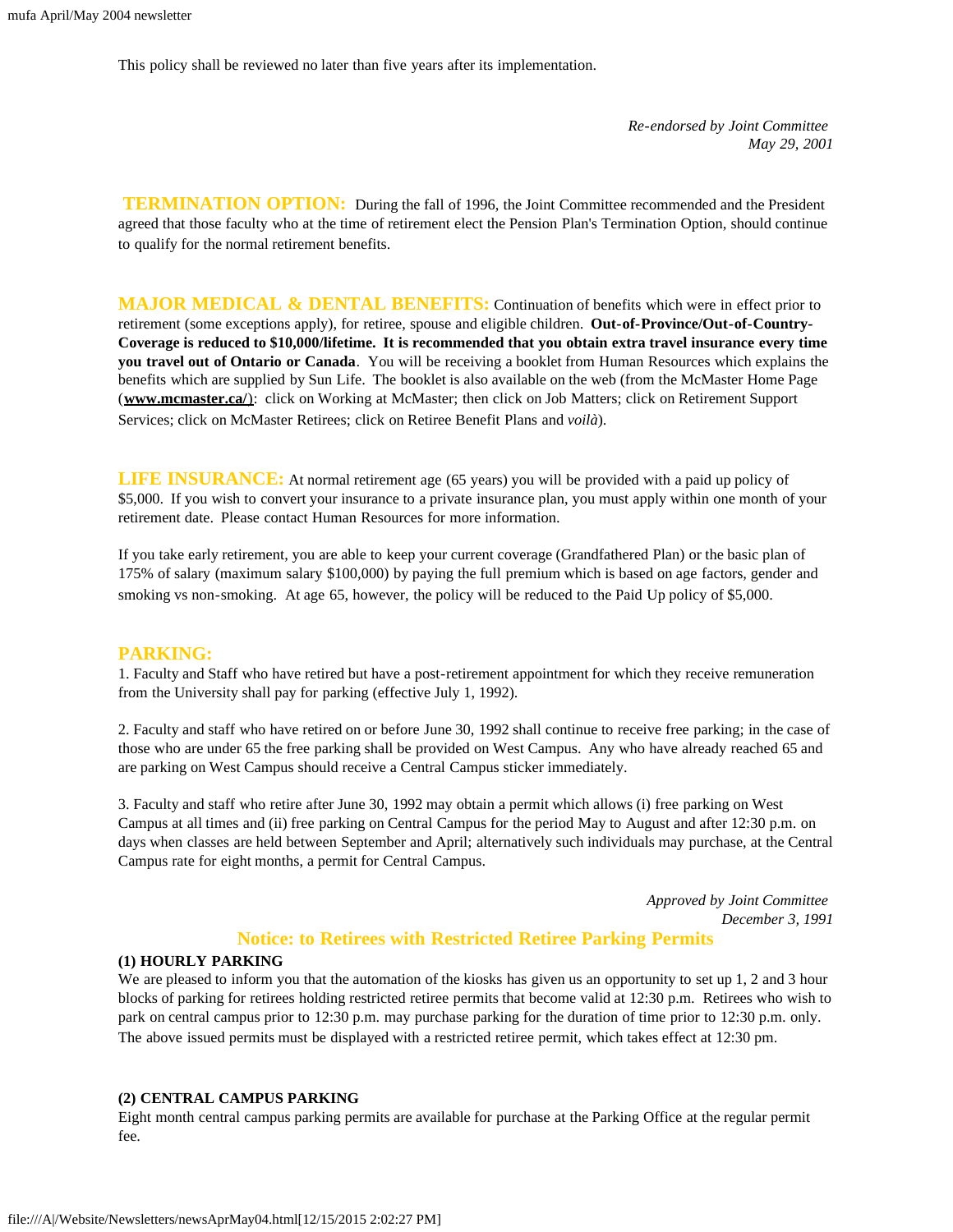This policy shall be reviewed no later than five years after its implementation.

*Re-endorsed by Joint Committee*
*May 29, 2001*

**TERMINATION OPTION:** During the fall of 1996, the Joint Committee recommended and the President agreed that those faculty who at the time of retirement elect the Pension Plan's Termination Option, should continue to qualify for the normal retirement benefits.

**MAJOR MEDICAL & DENTAL BENEFITS:** Continuation of benefits which were in effect prior to retirement (some exceptions apply), for retiree, spouse and eligible children. **Out-of-Province/Out-of-Country-Coverage is reduced to $10,000/lifetime. It is recommended that you obtain extra travel insurance every time you travel out of Ontario or Canada**. You will be receiving a booklet from Human Resources which explains the benefits which are supplied by Sun Life. The booklet is also available on the web (from the McMaster Home Page (**www.mcmaster.ca/**): click on Working at McMaster; then click on Job Matters; click on Retirement Support Services; click on McMaster Retirees; click on Retiree Benefit Plans and *voilà*).

**LIFE INSURANCE:** At normal retirement age (65 years) you will be provided with a paid up policy of $5,000. If you wish to convert your insurance to a private insurance plan, you must apply within one month of your retirement date. Please contact Human Resources for more information.

If you take early retirement, you are able to keep your current coverage (Grandfathered Plan) or the basic plan of 175% of salary (maximum salary $100,000) by paying the full premium which is based on age factors, gender and smoking vs non-smoking. At age 65, however, the policy will be reduced to the Paid Up policy of $5,000.

**PARKING:**

1. Faculty and Staff who have retired but have a post-retirement appointment for which they receive remuneration from the University shall pay for parking (effective July 1, 1992).

2. Faculty and staff who have retired on or before June 30, 1992 shall continue to receive free parking; in the case of those who are under 65 the free parking shall be provided on West Campus. Any who have already reached 65 and are parking on West Campus should receive a Central Campus sticker immediately.

3. Faculty and staff who retire after June 30, 1992 may obtain a permit which allows (i) free parking on West Campus at all times and (ii) free parking on Central Campus for the period May to August and after 12:30 p.m. on days when classes are held between September and April; alternatively such individuals may purchase, at the Central Campus rate for eight months, a permit for Central Campus.

*Approved by Joint Committee*
*December 3, 1991*

## Notice: to Retirees with Restricted Retiree Parking Permits

**(1) HOURLY PARKING**

We are pleased to inform you that the automation of the kiosks has given us an opportunity to set up 1, 2 and 3 hour blocks of parking for retirees holding restricted retiree permits that become valid at 12:30 p.m. Retirees who wish to park on central campus prior to 12:30 p.m. may purchase parking for the duration of time prior to 12:30 p.m. only. The above issued permits must be displayed with a restricted retiree permit, which takes effect at 12:30 pm.

**(2) CENTRAL CAMPUS PARKING**

Eight month central campus parking permits are available for purchase at the Parking Office at the regular permit fee.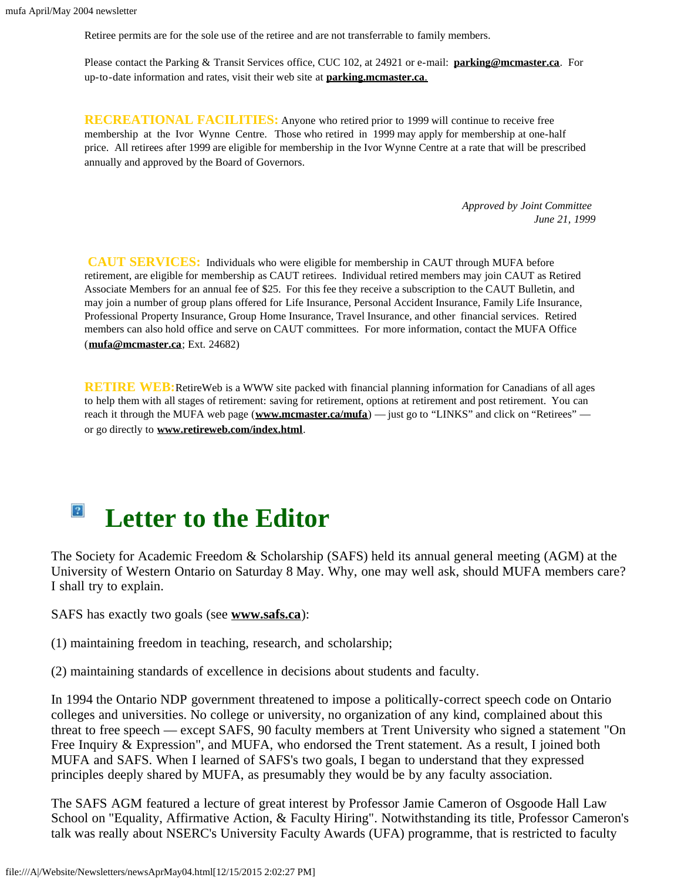Retiree permits are for the sole use of the retiree and are not transferrable to family members.

Please contact the Parking & Transit Services office, CUC 102, at 24921 or e-mail: **parking@mcmaster.ca**. For up-to-date information and rates, visit their web site at **parking.mcmaster.ca**.

**RECREATIONAL FACILITIES:** Anyone who retired prior to 1999 will continue to receive free membership at the Ivor Wynne Centre. Those who retired in 1999 may apply for membership at one-half price. All retirees after 1999 are eligible for membership in the Ivor Wynne Centre at a rate that will be prescribed annually and approved by the Board of Governors.

*Approved by Joint Committee*
*June 21, 1999*

**CAUT SERVICES:** Individuals who were eligible for membership in CAUT through MUFA before retirement, are eligible for membership as CAUT retirees. Individual retired members may join CAUT as Retired Associate Members for an annual fee of $25. For this fee they receive a subscription to the CAUT Bulletin, and may join a number of group plans offered for Life Insurance, Personal Accident Insurance, Family Life Insurance, Professional Property Insurance, Group Home Insurance, Travel Insurance, and other financial services. Retired members can also hold office and serve on CAUT committees. For more information, contact the MUFA Office (**mufa@mcmaster.ca**; Ext. 24682)

**RETIRE WEB:** RetireWeb is a WWW site packed with financial planning information for Canadians of all ages to help them with all stages of retirement: saving for retirement, options at retirement and post retirement. You can reach it through the MUFA web page (**www.mcmaster.ca/mufa**) — just go to "LINKS" and click on "Retirees" — or go directly to **www.retireweb.com/index.html**.

# Letter to the Editor

The Society for Academic Freedom & Scholarship (SAFS) held its annual general meeting (AGM) at the University of Western Ontario on Saturday 8 May. Why, one may well ask, should MUFA members care? I shall try to explain.

SAFS has exactly two goals (see **www.safs.ca**):

(1) maintaining freedom in teaching, research, and scholarship;

(2) maintaining standards of excellence in decisions about students and faculty.

In 1994 the Ontario NDP government threatened to impose a politically-correct speech code on Ontario colleges and universities. No college or university, no organization of any kind, complained about this threat to free speech — except SAFS, 90 faculty members at Trent University who signed a statement "On Free Inquiry & Expression", and MUFA, who endorsed the Trent statement. As a result, I joined both MUFA and SAFS. When I learned of SAFS's two goals, I began to understand that they expressed principles deeply shared by MUFA, as presumably they would be by any faculty association.

The SAFS AGM featured a lecture of great interest by Professor Jamie Cameron of Osgoode Hall Law School on "Equality, Affirmative Action, & Faculty Hiring". Notwithstanding its title, Professor Cameron's talk was really about NSERC's University Faculty Awards (UFA) programme, that is restricted to faculty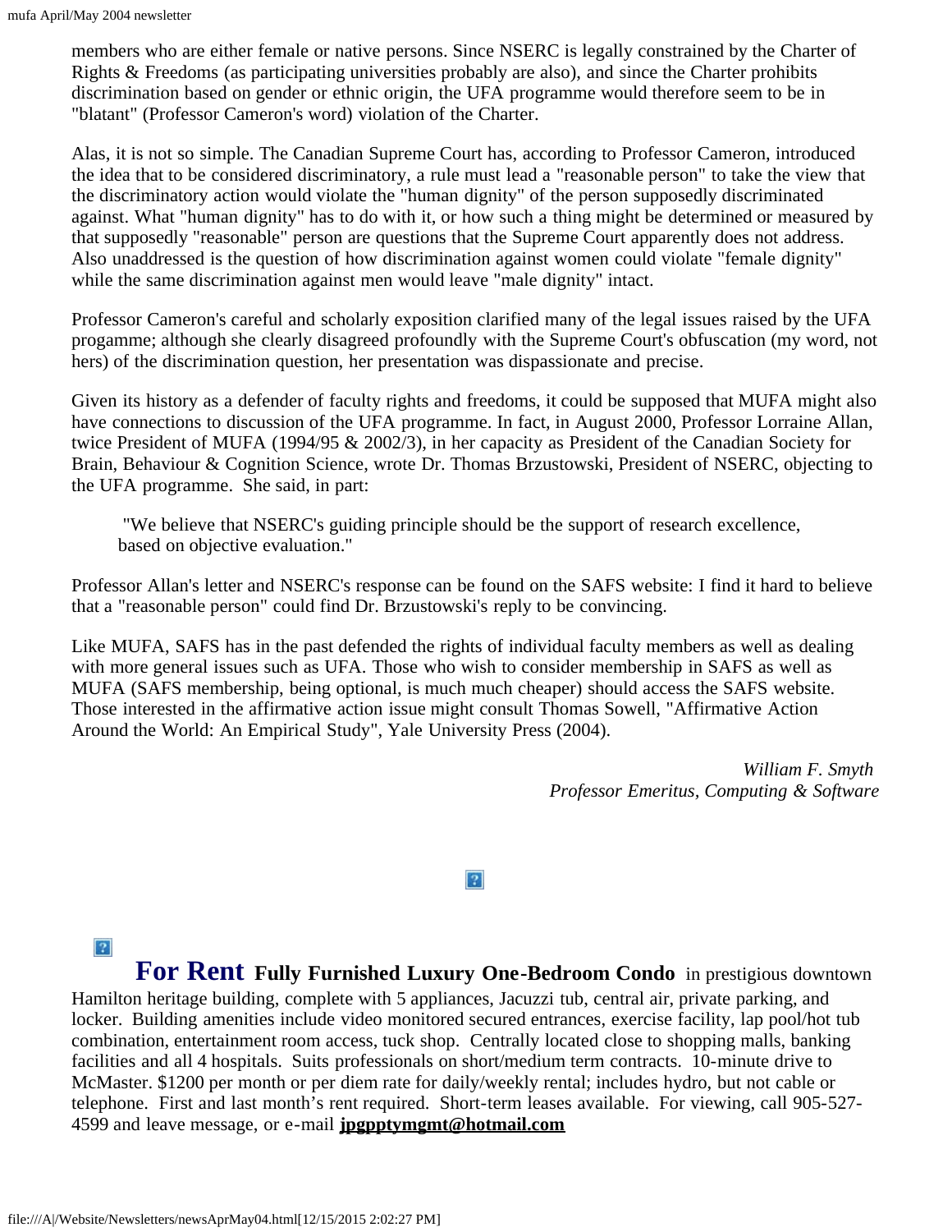members who are either female or native persons. Since NSERC is legally constrained by the Charter of Rights & Freedoms (as participating universities probably are also), and since the Charter prohibits discrimination based on gender or ethnic origin, the UFA programme would therefore seem to be in "blatant" (Professor Cameron's word) violation of the Charter.

Alas, it is not so simple. The Canadian Supreme Court has, according to Professor Cameron, introduced the idea that to be considered discriminatory, a rule must lead a "reasonable person" to take the view that the discriminatory action would violate the "human dignity" of the person supposedly discriminated against. What "human dignity" has to do with it, or how such a thing might be determined or measured by that supposedly "reasonable" person are questions that the Supreme Court apparently does not address. Also unaddressed is the question of how discrimination against women could violate "female dignity" while the same discrimination against men would leave "male dignity" intact.

Professor Cameron's careful and scholarly exposition clarified many of the legal issues raised by the UFA progamme; although she clearly disagreed profoundly with the Supreme Court's obfuscation (my word, not hers) of the discrimination question, her presentation was dispassionate and precise.

Given its history as a defender of faculty rights and freedoms, it could be supposed that MUFA might also have connections to discussion of the UFA programme. In fact, in August 2000, Professor Lorraine Allan, twice President of MUFA (1994/95 & 2002/3), in her capacity as President of the Canadian Society for Brain, Behaviour & Cognition Science, wrote Dr. Thomas Brzustowski, President of NSERC, objecting to the UFA programme. She said, in part:

> "We believe that NSERC's guiding principle should be the support of research excellence, based on objective evaluation."

Professor Allan's letter and NSERC's response can be found on the SAFS website: I find it hard to believe that a "reasonable person" could find Dr. Brzustowski's reply to be convincing.

Like MUFA, SAFS has in the past defended the rights of individual faculty members as well as dealing with more general issues such as UFA. Those who wish to consider membership in SAFS as well as MUFA (SAFS membership, being optional, is much much cheaper) should access the SAFS website. Those interested in the affirmative action issue might consult Thomas Sowell, "Affirmative Action Around the World: An Empirical Study", Yale University Press (2004).

*William F. Smyth*
*Professor Emeritus, Computing & Software*

**For Rent** **Fully Furnished Luxury One-Bedroom Condo** in prestigious downtown Hamilton heritage building, complete with 5 appliances, Jacuzzi tub, central air, private parking, and locker. Building amenities include video monitored secured entrances, exercise facility, lap pool/hot tub combination, entertainment room access, tuck shop. Centrally located close to shopping malls, banking facilities and all 4 hospitals. Suits professionals on short/medium term contracts. 10-minute drive to McMaster. $1200 per month or per diem rate for daily/weekly rental; includes hydro, but not cable or telephone. First and last month's rent required. Short-term leases available. For viewing, call 905-527-4599 and leave message, or e-mail **jpgpptymgmt@hotmail.com**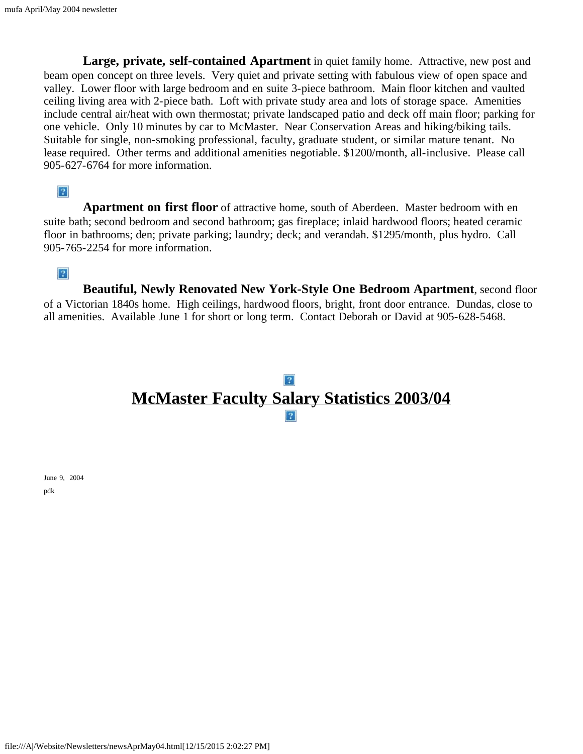**Large, private, self-contained Apartment** in quiet family home. Attractive, new post and beam open concept on three levels. Very quiet and private setting with fabulous view of open space and valley. Lower floor with large bedroom and en suite 3-piece bathroom. Main floor kitchen and vaulted ceiling living area with 2-piece bath. Loft with private study area and lots of storage space. Amenities include central air/heat with own thermostat; private landscaped patio and deck off main floor; parking for one vehicle. Only 10 minutes by car to McMaster. Near Conservation Areas and hiking/biking tails. Suitable for single, non-smoking professional, faculty, graduate student, or similar mature tenant. No lease required. Other terms and additional amenities negotiable. $1200/month, all-inclusive. Please call 905-627-6764 for more information.

**Apartment on first floor** of attractive home, south of Aberdeen. Master bedroom with en suite bath; second bedroom and second bathroom; gas fireplace; inlaid hardwood floors; heated ceramic floor in bathrooms; den; private parking; laundry; deck; and verandah. $1295/month, plus hydro. Call 905-765-2254 for more information.

**Beautiful, Newly Renovated New York-Style One Bedroom Apartment**, second floor of a Victorian 1840s home. High ceilings, hardwood floors, bright, front door entrance. Dundas, close to all amenities. Available June 1 for short or long term. Contact Deborah or David at 905-628-5468.

## McMaster Faculty Salary Statistics 2003/04

June 9, 2004

pdk